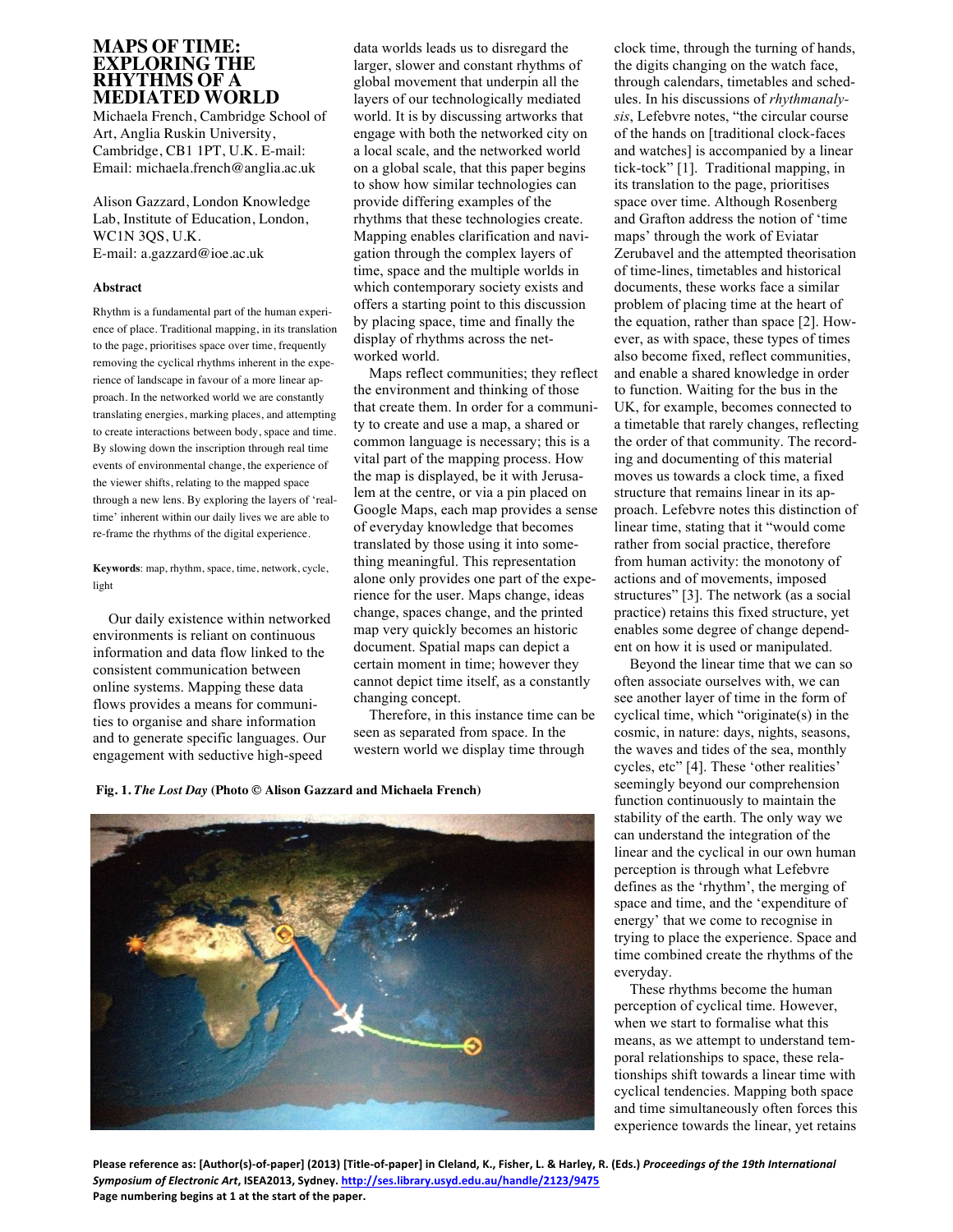# MAPS OF TIME: EXPLORING THE RHYTHMS OF A MEDIATED WORLD

Michaela French, Cambridge School of Art, Anglia Ruskin University, Cambridge, CB1 1PT, U.K. E-mail: Email: michaela.french@anglia.ac.uk

Alison Gazzard, London Knowledge Lab, Institute of Education, London, WC1N 3QS, U.K.
E-mail: a.gazzard@ioe.ac.uk

### Abstract

Rhythm is a fundamental part of the human experience of place. Traditional mapping, in its translation to the page, prioritises space over time, frequently removing the cyclical rhythms inherent in the experience of landscape in favour of a more linear approach. In the networked world we are constantly translating energies, marking places, and attempting to create interactions between body, space and time. By slowing down the inscription through real time events of environmental change, the experience of the viewer shifts, relating to the mapped space through a new lens. By exploring the layers of 'real-time' inherent within our daily lives we are able to re-frame the rhythms of the digital experience.

**Keywords**: map, rhythm, space, time, network, cycle, light

Our daily existence within networked environments is reliant on continuous information and data flow linked to the consistent communication between online systems. Mapping these data flows provides a means for communities to organise and share information and to generate specific languages. Our engagement with seductive high-speed data worlds leads us to disregard the larger, slower and constant rhythms of global movement that underpin all the layers of our technologically mediated world. It is by discussing artworks that engage with both the networked city on a local scale, and the networked world on a global scale, that this paper begins to show how similar technologies can provide differing examples of the rhythms that these technologies create. Mapping enables clarification and navigation through the complex layers of time, space and the multiple worlds in which contemporary society exists and offers a starting point to this discussion by placing space, time and finally the display of rhythms across the networked world.

Maps reflect communities; they reflect the environment and thinking of those that create them. In order for a community to create and use a map, a shared or common language is necessary; this is a vital part of the mapping process. How the map is displayed, be it with Jerusalem at the centre, or via a pin placed on Google Maps, each map provides a sense of everyday knowledge that becomes translated by those using it into something meaningful. This representation alone only provides one part of the experience for the user. Maps change, ideas change, spaces change, and the printed map very quickly becomes an historic document. Spatial maps can depict a certain moment in time; however they cannot depict time itself, as a constantly changing concept.

Therefore, in this instance time can be seen as separated from space. In the western world we display time through clock time, through the turning of hands, the digits changing on the watch face, through calendars, timetables and schedules. In his discussions of *rhythmanalysis*, Lefebvre notes, "the circular course of the hands on [traditional clock-faces and watches] is accompanied by a linear tick-tock" [1]. Traditional mapping, in its translation to the page, prioritises space over time. Although Rosenberg and Grafton address the notion of 'time maps' through the work of Eviatar Zerubavel and the attempted theorisation of time-lines, timetables and historical documents, these works face a similar problem of placing time at the heart of the equation, rather than space [2]. However, as with space, these types of times also become fixed, reflect communities, and enable a shared knowledge in order to function. Waiting for the bus in the UK, for example, becomes connected to a timetable that rarely changes, reflecting the order of that community. The recording and documenting of this material moves us towards a clock time, a fixed structure that remains linear in its approach. Lefebvre notes this distinction of linear time, stating that it "would come rather from social practice, therefore from human activity: the monotony of actions and of movements, imposed structures" [3]. The network (as a social practice) retains this fixed structure, yet enables some degree of change dependent on how it is used or manipulated.

**Fig. 1.** ***The Lost Day*** **(Photo © Alison Gazzard and Michaela French)**

Beyond the linear time that we can so often associate ourselves with, we can see another layer of time in the form of cyclical time, which "originate(s) in the cosmic, in nature: days, nights, seasons, the waves and tides of the sea, monthly cycles, etc" [4]. These 'other realities' seemingly beyond our comprehension function continuously to maintain the stability of the earth. The only way we can understand the integration of the linear and the cyclical in our own human perception is through what Lefebvre defines as the 'rhythm', the merging of space and time, and the 'expenditure of energy' that we come to recognise in trying to place the experience. Space and time combined create the rhythms of the everyday.

These rhythms become the human perception of cyclical time. However, when we start to formalise what this means, as we attempt to understand temporal relationships to space, these relationships shift towards a linear time with cyclical tendencies. Mapping both space and time simultaneously often forces this experience towards the linear, yet retains

Please reference as: [Author(s)-of-paper] (2013) [Title-of-paper] in Cleland, K., Fisher, L. & Harley, R. (Eds.) *Proceedings of the 19th International Symposium of Electronic Art*, ISEA2013, Sydney. http://ses.library.usyd.edu.au/handle/2123/9475
Page numbering begins at 1 at the start of the paper.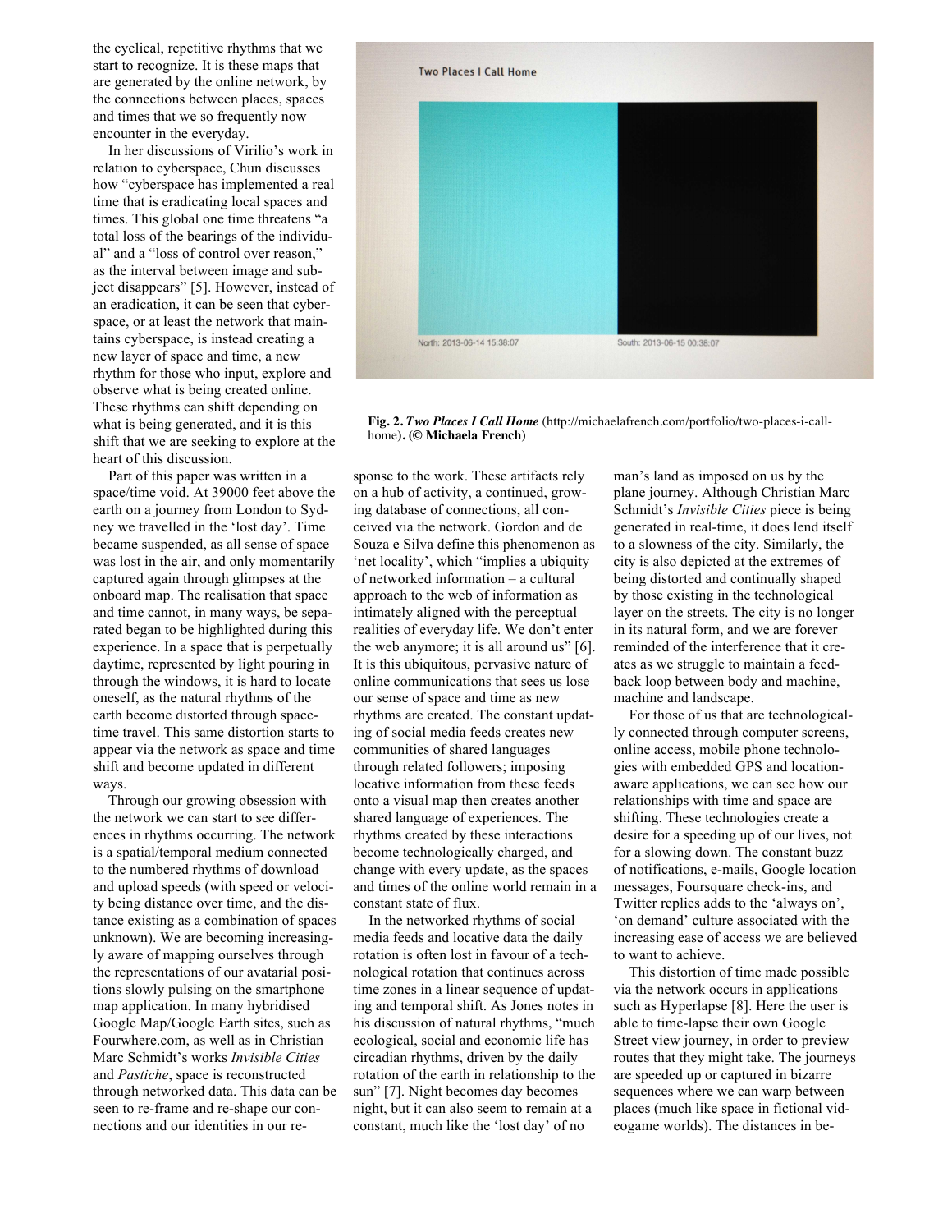the cyclical, repetitive rhythms that we start to recognize. It is these maps that are generated by the online network, by the connections between places, spaces and times that we so frequently now encounter in the everyday.

In her discussions of Virilio's work in relation to cyberspace, Chun discusses how "cyberspace has implemented a real time that is eradicating local spaces and times. This global one time threatens "a total loss of the bearings of the individual" and a "loss of control over reason," as the interval between image and subject disappears" [5]. However, instead of an eradication, it can be seen that cyberspace, or at least the network that maintains cyberspace, is instead creating a new layer of space and time, a new rhythm for those who input, explore and observe what is being created online. These rhythms can shift depending on what is being generated, and it is this shift that we are seeking to explore at the heart of this discussion.

Part of this paper was written in a space/time void. At 39000 feet above the earth on a journey from London to Sydney we travelled in the 'lost day'. Time became suspended, as all sense of space was lost in the air, and only momentarily captured again through glimpses at the onboard map. The realisation that space and time cannot, in many ways, be separated began to be highlighted during this experience. In a space that is perpetually daytime, represented by light pouring in through the windows, it is hard to locate oneself, as the natural rhythms of the earth become distorted through space-time travel. This same distortion starts to appear via the network as space and time shift and become updated in different ways.

Through our growing obsession with the network we can start to see differences in rhythms occurring. The network is a spatial/temporal medium connected to the numbered rhythms of download and upload speeds (with speed or velocity being distance over time, and the distance existing as a combination of spaces unknown). We are becoming increasingly aware of mapping ourselves through the representations of our avatarial positions slowly pulsing on the smartphone map application. In many hybridised Google Map/Google Earth sites, such as Fourwhere.com, as well as in Christian Marc Schmidt's works *Invisible Cities* and *Pastiche*, space is reconstructed through networked data. This data can be seen to re-frame and re-shape our connections and our identities in our response to the work. These artifacts rely on a hub of activity, a continued, growing database of connections, all conceived via the network. Gordon and de Souza e Silva define this phenomenon as 'net locality', which "implies a ubiquity of networked information – a cultural approach to the web of information as intimately aligned with the perceptual realities of everyday life. We don't enter the web anymore; it is all around us" [6]. It is this ubiquitous, pervasive nature of online communications that sees us lose our sense of space and time as new rhythms are created. The constant updating of social media feeds creates new communities of shared languages through related followers; imposing locative information from these feeds onto a visual map then creates another shared language of experiences. The rhythms created by these interactions become technologically charged, and change with every update, as the spaces and times of the online world remain in a constant state of flux.

**Fig. 2.** ***Two Places I Call Home*** (http://michaelafrench.com/portfolio/two-places-i-call-home)**. (© Michaela French)**

In the networked rhythms of social media feeds and locative data the daily rotation is often lost in favour of a technological rotation that continues across time zones in a linear sequence of updating and temporal shift. As Jones notes in his discussion of natural rhythms, "much ecological, social and economic life has circadian rhythms, driven by the daily rotation of the earth in relationship to the sun" [7]. Night becomes day becomes night, but it can also seem to remain at a constant, much like the 'lost day' of no man's land as imposed on us by the plane journey. Although Christian Marc Schmidt's *Invisible Cities* piece is being generated in real-time, it does lend itself to a slowness of the city. Similarly, the city is also depicted at the extremes of being distorted and continually shaped by those existing in the technological layer on the streets. The city is no longer in its natural form, and we are forever reminded of the interference that it creates as we struggle to maintain a feedback loop between body and machine, machine and landscape.

For those of us that are technologically connected through computer screens, online access, mobile phone technologies with embedded GPS and location-aware applications, we can see how our relationships with time and space are shifting. These technologies create a desire for a speeding up of our lives, not for a slowing down. The constant buzz of notifications, e-mails, Google location messages, Foursquare check-ins, and Twitter replies adds to the 'always on', 'on demand' culture associated with the increasing ease of access we are believed to want to achieve.

This distortion of time made possible via the network occurs in applications such as Hyperlapse [8]. Here the user is able to time-lapse their own Google Street view journey, in order to preview routes that they might take. The journeys are speeded up or captured in bizarre sequences where we can warp between places (much like space in fictional videogame worlds). The distances in be-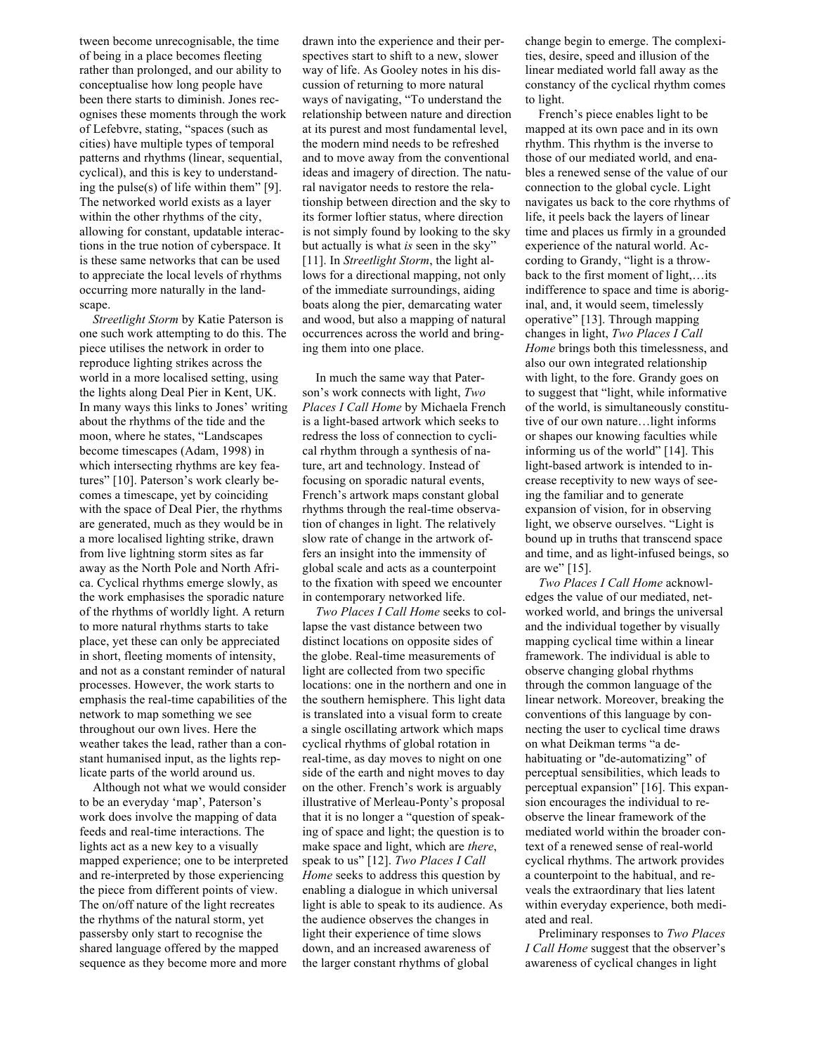tween become unrecognisable, the time of being in a place becomes fleeting rather than prolonged, and our ability to conceptualise how long people have been there starts to diminish. Jones recognises these moments through the work of Lefebvre, stating, "spaces (such as cities) have multiple types of temporal patterns and rhythms (linear, sequential, cyclical), and this is key to understanding the pulse(s) of life within them" [9]. The networked world exists as a layer within the other rhythms of the city, allowing for constant, updatable interactions in the true notion of cyberspace. It is these same networks that can be used to appreciate the local levels of rhythms occurring more naturally in the landscape.

*Streetlight Storm* by Katie Paterson is one such work attempting to do this. The piece utilises the network in order to reproduce lighting strikes across the world in a more localised setting, using the lights along Deal Pier in Kent, UK. In many ways this links to Jones' writing about the rhythms of the tide and the moon, where he states, "Landscapes become timescapes (Adam, 1998) in which intersecting rhythms are key features" [10]. Paterson's work clearly becomes a timescape, yet by coinciding with the space of Deal Pier, the rhythms are generated, much as they would be in a more localised lighting strike, drawn from live lightning storm sites as far away as the North Pole and North Africa. Cyclical rhythms emerge slowly, as the work emphasises the sporadic nature of the rhythms of worldly light. A return to more natural rhythms starts to take place, yet these can only be appreciated in short, fleeting moments of intensity, and not as a constant reminder of natural processes. However, the work starts to emphasis the real-time capabilities of the network to map something we see throughout our own lives. Here the weather takes the lead, rather than a constant humanised input, as the lights replicate parts of the world around us.

Although not what we would consider to be an everyday 'map', Paterson's work does involve the mapping of data feeds and real-time interactions. The lights act as a new key to a visually mapped experience; one to be interpreted and re-interpreted by those experiencing the piece from different points of view. The on/off nature of the light recreates the rhythms of the natural storm, yet passersby only start to recognise the shared language offered by the mapped sequence as they become more and more drawn into the experience and their perspectives start to shift to a new, slower way of life. As Gooley notes in his discussion of returning to more natural ways of navigating, "To understand the relationship between nature and direction at its purest and most fundamental level, the modern mind needs to be refreshed and to move away from the conventional ideas and imagery of direction. The natural navigator needs to restore the relationship between direction and the sky to its former loftier status, where direction is not simply found by looking to the sky but actually is what *is* seen in the sky" [11]. In *Streetlight Storm*, the light allows for a directional mapping, not only of the immediate surroundings, aiding boats along the pier, demarcating water and wood, but also a mapping of natural occurrences across the world and bringing them into one place.

In much the same way that Paterson's work connects with light, *Two Places I Call Home* by Michaela French is a light-based artwork which seeks to redress the loss of connection to cyclical rhythm through a synthesis of nature, art and technology. Instead of focusing on sporadic natural events, French's artwork maps constant global rhythms through the real-time observation of changes in light. The relatively slow rate of change in the artwork offers an insight into the immensity of global scale and acts as a counterpoint to the fixation with speed we encounter in contemporary networked life.

*Two Places I Call Home* seeks to collapse the vast distance between two distinct locations on opposite sides of the globe. Real-time measurements of light are collected from two specific locations: one in the northern and one in the southern hemisphere. This light data is translated into a visual form to create a single oscillating artwork which maps cyclical rhythms of global rotation in real-time, as day moves to night on one side of the earth and night moves to day on the other. French's work is arguably illustrative of Merleau-Ponty's proposal that it is no longer a "question of speaking of space and light; the question is to make space and light, which are *there*, speak to us" [12]. *Two Places I Call Home* seeks to address this question by enabling a dialogue in which universal light is able to speak to its audience. As the audience observes the changes in light their experience of time slows down, and an increased awareness of the larger constant rhythms of global change begin to emerge. The complexities, desire, speed and illusion of the linear mediated world fall away as the constancy of the cyclical rhythm comes to light.

French's piece enables light to be mapped at its own pace and in its own rhythm. This rhythm is the inverse to those of our mediated world, and enables a renewed sense of the value of our connection to the global cycle. Light navigates us back to the core rhythms of life, it peels back the layers of linear time and places us firmly in a grounded experience of the natural world. According to Grandy, "light is a throwback to the first moment of light,…its indifference to space and time is aboriginal, and, it would seem, timelessly operative" [13]. Through mapping changes in light, *Two Places I Call Home* brings both this timelessness, and also our own integrated relationship with light, to the fore. Grandy goes on to suggest that "light, while informative of the world, is simultaneously constitutive of our own nature…light informs or shapes our knowing faculties while informing us of the world" [14]. This light-based artwork is intended to increase receptivity to new ways of seeing the familiar and to generate expansion of vision, for in observing light, we observe ourselves. "Light is bound up in truths that transcend space and time, and as light-infused beings, so are we" [15].

*Two Places I Call Home* acknowledges the value of our mediated, networked world, and brings the universal and the individual together by visually mapping cyclical time within a linear framework. The individual is able to observe changing global rhythms through the common language of the linear network. Moreover, breaking the conventions of this language by connecting the user to cyclical time draws on what Deikman terms "a de-habituating or "de-automatizing" of perceptual sensibilities, which leads to perceptual expansion" [16]. This expansion encourages the individual to re-observe the linear framework of the mediated world within the broader context of a renewed sense of real-world cyclical rhythms. The artwork provides a counterpoint to the habitual, and reveals the extraordinary that lies latent within everyday experience, both mediated and real.

Preliminary responses to *Two Places I Call Home* suggest that the observer's awareness of cyclical changes in light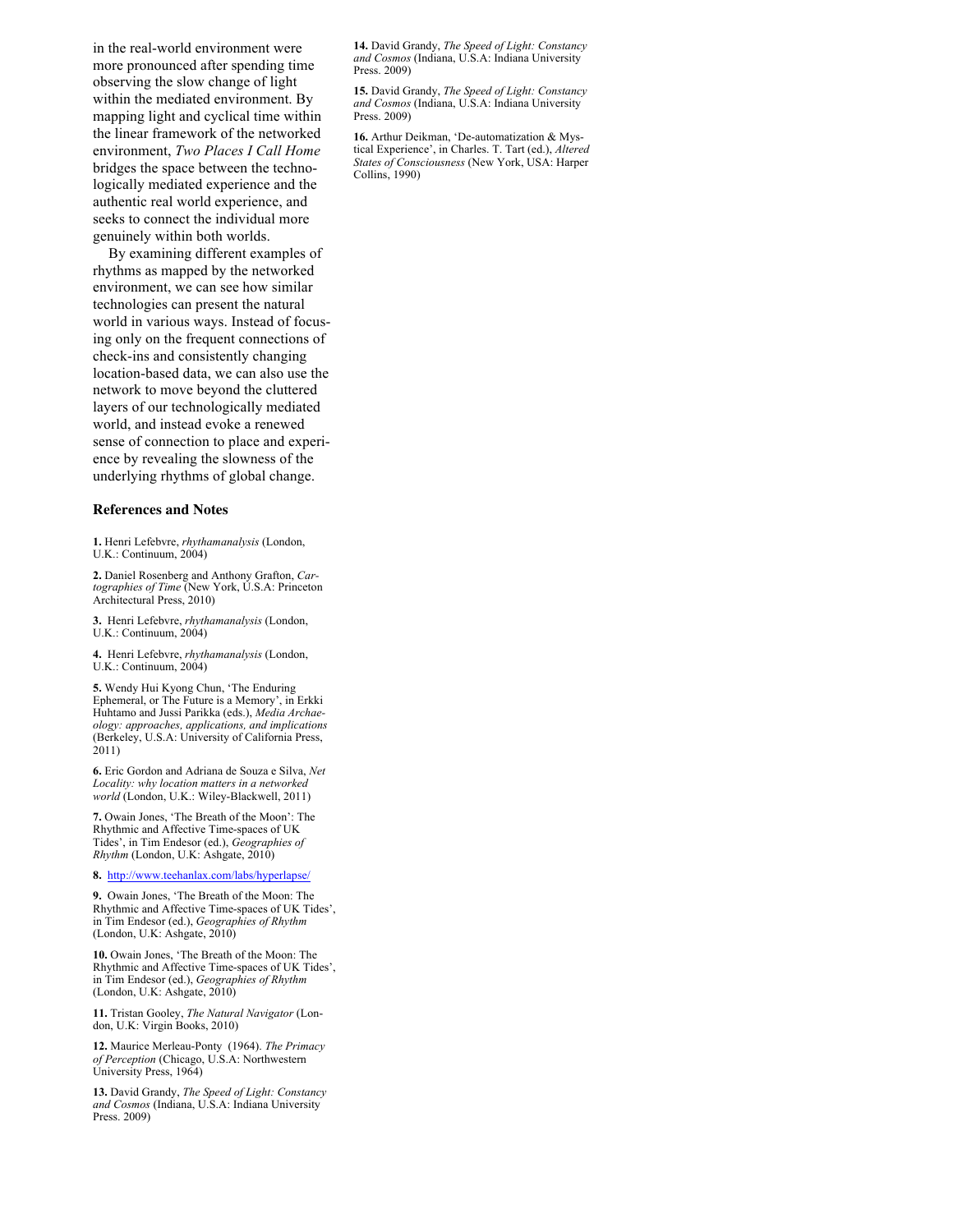in the real-world environment were more pronounced after spending time observing the slow change of light within the mediated environment. By mapping light and cyclical time within the linear framework of the networked environment, *Two Places I Call Home* bridges the space between the technologically mediated experience and the authentic real world experience, and seeks to connect the individual more genuinely within both worlds.

By examining different examples of rhythms as mapped by the networked environment, we can see how similar technologies can present the natural world in various ways. Instead of focusing only on the frequent connections of check-ins and consistently changing location-based data, we can also use the network to move beyond the cluttered layers of our technologically mediated world, and instead evoke a renewed sense of connection to place and experience by revealing the slowness of the underlying rhythms of global change.

## References and Notes

**1.** Henri Lefebvre, *rhythamanalysis* (London, U.K.: Continuum, 2004)

**2.** Daniel Rosenberg and Anthony Grafton, *Cartographies of Time* (New York, U.S.A: Princeton Architectural Press, 2010)

**3.** Henri Lefebvre, *rhythamanalysis* (London, U.K.: Continuum, 2004)

**4.** Henri Lefebvre, *rhythamanalysis* (London, U.K.: Continuum, 2004)

**5.** Wendy Hui Kyong Chun, 'The Enduring Ephemeral, or The Future is a Memory', in Erkki Huhtamo and Jussi Parikka (eds.), *Media Archaeology: approaches, applications, and implications* (Berkeley, U.S.A: University of California Press, 2011)

**6.** Eric Gordon and Adriana de Souza e Silva, *Net Locality: why location matters in a networked world* (London, U.K.: Wiley-Blackwell, 2011)

**7.** Owain Jones, 'The Breath of the Moon': The Rhythmic and Affective Time-spaces of UK Tides', in Tim Endesor (ed.), *Geographies of Rhythm* (London, U.K: Ashgate, 2010)

**8.** http://www.teehanlax.com/labs/hyperlapse/

**9.** Owain Jones, 'The Breath of the Moon: The Rhythmic and Affective Time-spaces of UK Tides', in Tim Endesor (ed.), *Geographies of Rhythm* (London, U.K: Ashgate, 2010)

**10.** Owain Jones, 'The Breath of the Moon: The Rhythmic and Affective Time-spaces of UK Tides', in Tim Endesor (ed.), *Geographies of Rhythm* (London, U.K: Ashgate, 2010)

**11.** Tristan Gooley, *The Natural Navigator* (London, U.K: Virgin Books, 2010)

**12.** Maurice Merleau-Ponty (1964). *The Primacy of Perception* (Chicago, U.S.A: Northwestern University Press, 1964)

**13.** David Grandy, *The Speed of Light: Constancy and Cosmos* (Indiana, U.S.A: Indiana University Press. 2009)

**14.** David Grandy, *The Speed of Light: Constancy and Cosmos* (Indiana, U.S.A: Indiana University Press. 2009)

**15.** David Grandy, *The Speed of Light: Constancy and Cosmos* (Indiana, U.S.A: Indiana University Press. 2009)

**16.** Arthur Deikman, 'De-automatization & Mystical Experience', in Charles. T. Tart (ed.), *Altered States of Consciousness* (New York, USA: Harper Collins, 1990)